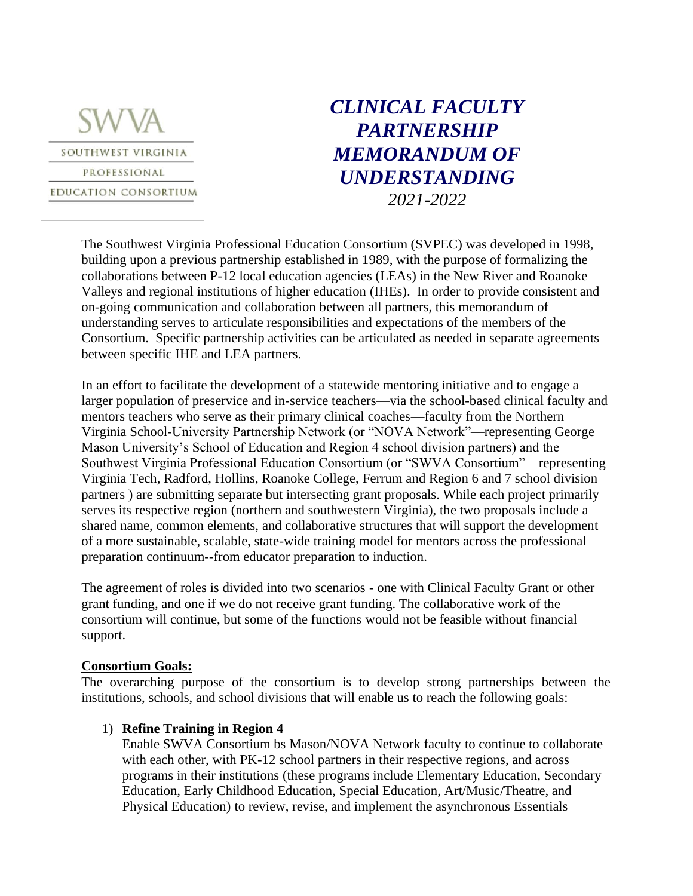SWVA

SOUTHWEST VIRGINIA

PROFESSIONAL

EDUCATION CONSORTIUM

# *CLINICAL FACULTY PARTNERSHIP MEMORANDUM OF UNDERSTANDING*

*2021-2022*

The Southwest Virginia Professional Education Consortium (SVPEC) was developed in 1998, building upon a previous partnership established in 1989, with the purpose of formalizing the collaborations between P-12 local education agencies (LEAs) in the New River and Roanoke Valleys and regional institutions of higher education (IHEs). In order to provide consistent and on-going communication and collaboration between all partners, this memorandum of understanding serves to articulate responsibilities and expectations of the members of the Consortium. Specific partnership activities can be articulated as needed in separate agreements between specific IHE and LEA partners.

In an effort to facilitate the development of a statewide mentoring initiative and to engage a larger population of preservice and in-service teachers—via the school-based clinical faculty and mentors teachers who serve as their primary clinical coaches—faculty from the Northern Virginia School-University Partnership Network (or "NOVA Network"—representing George Mason University's School of Education and Region 4 school division partners) and the Southwest Virginia Professional Education Consortium (or "SWVA Consortium"—representing Virginia Tech, Radford, Hollins, Roanoke College, Ferrum and Region 6 and 7 school division partners ) are submitting separate but intersecting grant proposals. While each project primarily serves its respective region (northern and southwestern Virginia), the two proposals include a shared name, common elements, and collaborative structures that will support the development of a more sustainable, scalable, state-wide training model for mentors across the professional preparation continuum--from educator preparation to induction.

The agreement of roles is divided into two scenarios - one with Clinical Faculty Grant or other grant funding, and one if we do not receive grant funding. The collaborative work of the consortium will continue, but some of the functions would not be feasible without financial support.

**Consortium Goals:**

The overarching purpose of the consortium is to develop strong partnerships between the institutions, schools, and school divisions that will enable us to reach the following goals:

1) **Refine Training in Region 4**

   Enable SWVA Consortium bs Mason/NOVA Network faculty to continue to collaborate with each other, with PK-12 school partners in their respective regions, and across programs in their institutions (these programs include Elementary Education, Secondary Education, Early Childhood Education, Special Education, Art/Music/Theatre, and Physical Education) to review, revise, and implement the asynchronous Essentials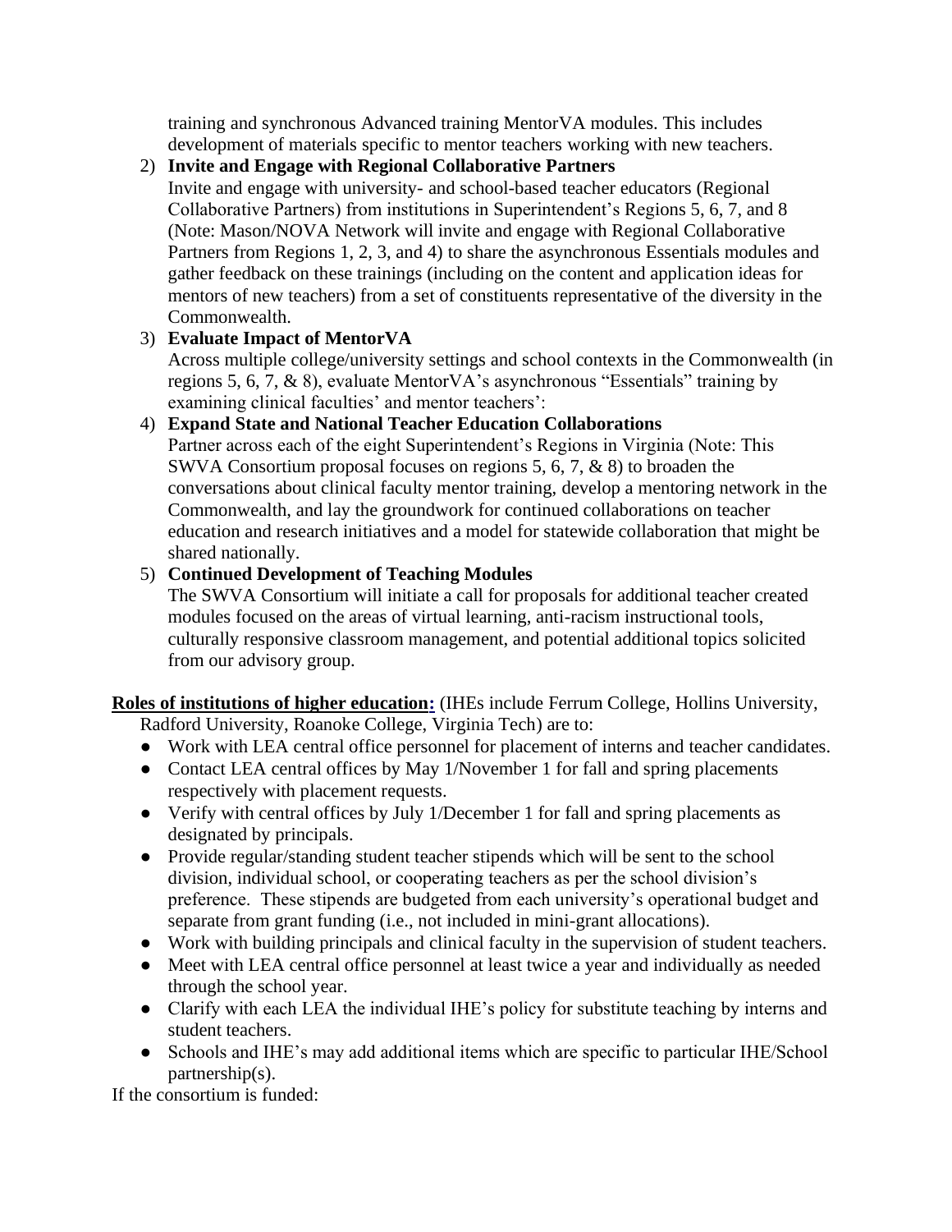training and synchronous Advanced training MentorVA modules. This includes development of materials specific to mentor teachers working with new teachers.

2) **Invite and Engage with Regional Collaborative Partners**
   Invite and engage with university- and school-based teacher educators (Regional Collaborative Partners) from institutions in Superintendent's Regions 5, 6, 7, and 8 (Note: Mason/NOVA Network will invite and engage with Regional Collaborative Partners from Regions 1, 2, 3, and 4) to share the asynchronous Essentials modules and gather feedback on these trainings (including on the content and application ideas for mentors of new teachers) from a set of constituents representative of the diversity in the Commonwealth.
3) **Evaluate Impact of MentorVA**
   Across multiple college/university settings and school contexts in the Commonwealth (in regions 5, 6, 7, & 8), evaluate MentorVA's asynchronous "Essentials" training by examining clinical faculties' and mentor teachers':
4) **Expand State and National Teacher Education Collaborations**
   Partner across each of the eight Superintendent's Regions in Virginia (Note: This SWVA Consortium proposal focuses on regions 5, 6, 7, & 8) to broaden the conversations about clinical faculty mentor training, develop a mentoring network in the Commonwealth, and lay the groundwork for continued collaborations on teacher education and research initiatives and a model for statewide collaboration that might be shared nationally.
5) **Continued Development of Teaching Modules**
   The SWVA Consortium will initiate a call for proposals for additional teacher created modules focused on the areas of virtual learning, anti-racism instructional tools, culturally responsive classroom management, and potential additional topics solicited from our advisory group.

**Roles of institutions of higher education:** (IHEs include Ferrum College, Hollins University, Radford University, Roanoke College, Virginia Tech) are to:

- Work with LEA central office personnel for placement of interns and teacher candidates.
- Contact LEA central offices by May 1/November 1 for fall and spring placements respectively with placement requests.
- Verify with central offices by July 1/December 1 for fall and spring placements as designated by principals.
- Provide regular/standing student teacher stipends which will be sent to the school division, individual school, or cooperating teachers as per the school division's preference. These stipends are budgeted from each university's operational budget and separate from grant funding (i.e., not included in mini-grant allocations).
- Work with building principals and clinical faculty in the supervision of student teachers.
- Meet with LEA central office personnel at least twice a year and individually as needed through the school year.
- Clarify with each LEA the individual IHE's policy for substitute teaching by interns and student teachers.
- Schools and IHE's may add additional items which are specific to particular IHE/School partnership(s).

If the consortium is funded: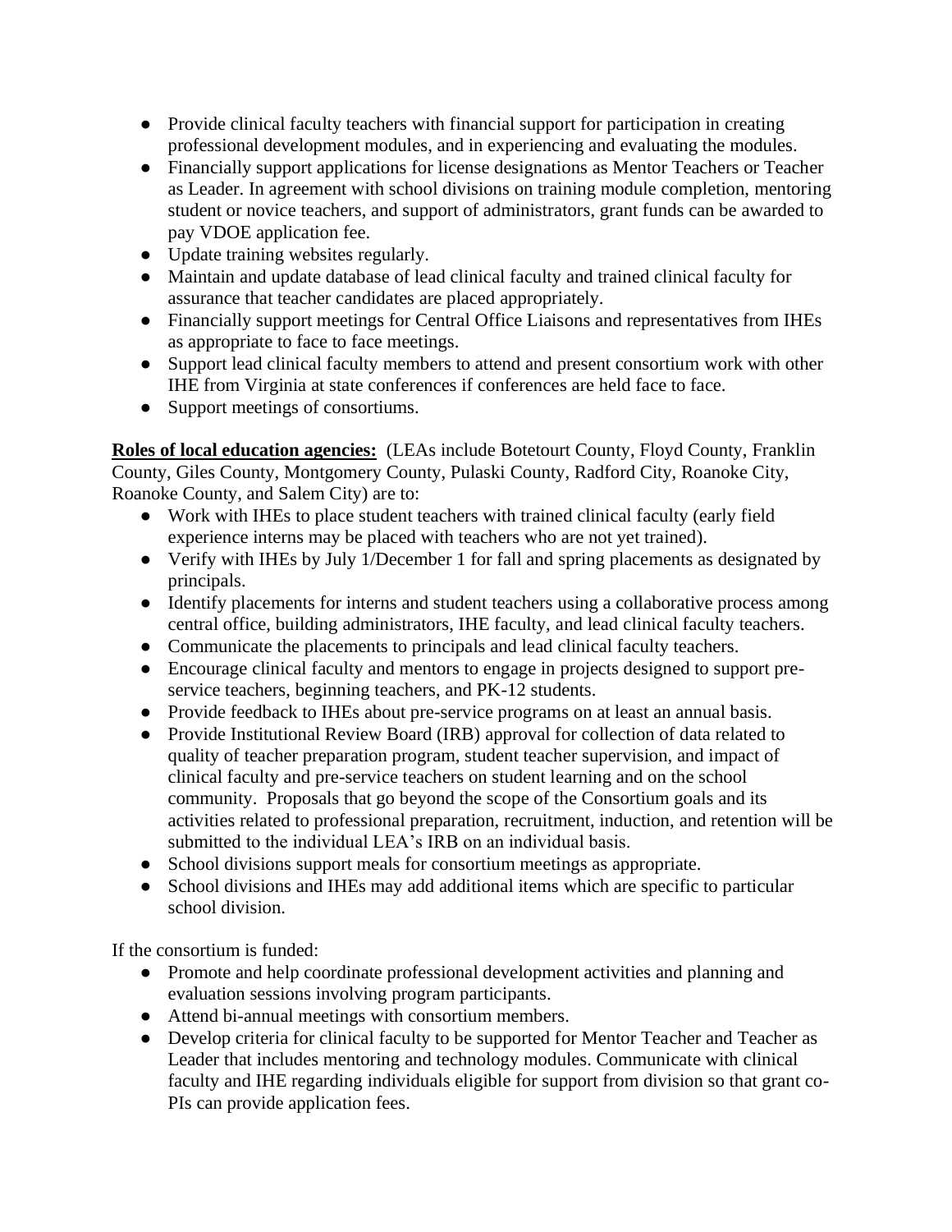- Provide clinical faculty teachers with financial support for participation in creating professional development modules, and in experiencing and evaluating the modules.
- Financially support applications for license designations as Mentor Teachers or Teacher as Leader. In agreement with school divisions on training module completion, mentoring student or novice teachers, and support of administrators, grant funds can be awarded to pay VDOE application fee.
- Update training websites regularly.
- Maintain and update database of lead clinical faculty and trained clinical faculty for assurance that teacher candidates are placed appropriately.
- Financially support meetings for Central Office Liaisons and representatives from IHEs as appropriate to face to face meetings.
- Support lead clinical faculty members to attend and present consortium work with other IHE from Virginia at state conferences if conferences are held face to face.
- Support meetings of consortiums.

<u>**Roles of local education agencies:**</u> (LEAs include Botetourt County, Floyd County, Franklin County, Giles County, Montgomery County, Pulaski County, Radford City, Roanoke City, Roanoke County, and Salem City) are to:

- Work with IHEs to place student teachers with trained clinical faculty (early field experience interns may be placed with teachers who are not yet trained).
- Verify with IHEs by July 1/December 1 for fall and spring placements as designated by principals.
- Identify placements for interns and student teachers using a collaborative process among central office, building administrators, IHE faculty, and lead clinical faculty teachers.
- Communicate the placements to principals and lead clinical faculty teachers.
- Encourage clinical faculty and mentors to engage in projects designed to support pre-service teachers, beginning teachers, and PK-12 students.
- Provide feedback to IHEs about pre-service programs on at least an annual basis.
- Provide Institutional Review Board (IRB) approval for collection of data related to quality of teacher preparation program, student teacher supervision, and impact of clinical faculty and pre-service teachers on student learning and on the school community. Proposals that go beyond the scope of the Consortium goals and its activities related to professional preparation, recruitment, induction, and retention will be submitted to the individual LEA's IRB on an individual basis.
- School divisions support meals for consortium meetings as appropriate.
- School divisions and IHEs may add additional items which are specific to particular school division.

If the consortium is funded:

- Promote and help coordinate professional development activities and planning and evaluation sessions involving program participants.
- Attend bi-annual meetings with consortium members.
- Develop criteria for clinical faculty to be supported for Mentor Teacher and Teacher as Leader that includes mentoring and technology modules. Communicate with clinical faculty and IHE regarding individuals eligible for support from division so that grant co-PIs can provide application fees.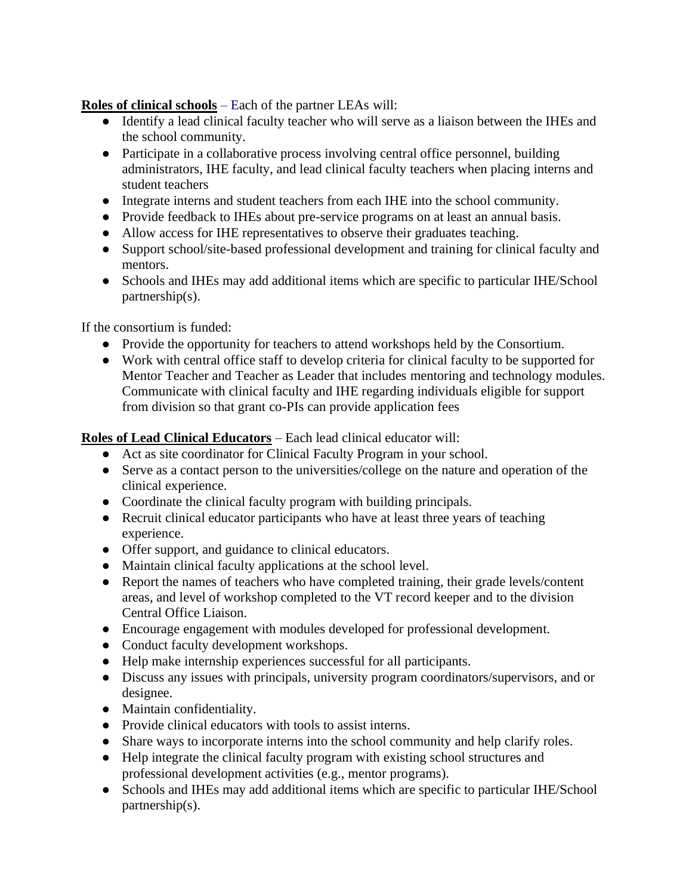**Roles of clinical schools** – Each of the partner LEAs will:

- Identify a lead clinical faculty teacher who will serve as a liaison between the IHEs and the school community.
- Participate in a collaborative process involving central office personnel, building administrators, IHE faculty, and lead clinical faculty teachers when placing interns and student teachers
- Integrate interns and student teachers from each IHE into the school community.
- Provide feedback to IHEs about pre-service programs on at least an annual basis.
- Allow access for IHE representatives to observe their graduates teaching.
- Support school/site-based professional development and training for clinical faculty and mentors.
- Schools and IHEs may add additional items which are specific to particular IHE/School partnership(s).

If the consortium is funded:

- Provide the opportunity for teachers to attend workshops held by the Consortium.
- Work with central office staff to develop criteria for clinical faculty to be supported for Mentor Teacher and Teacher as Leader that includes mentoring and technology modules. Communicate with clinical faculty and IHE regarding individuals eligible for support from division so that grant co-PIs can provide application fees

**Roles of Lead Clinical Educators** – Each lead clinical educator will:

- Act as site coordinator for Clinical Faculty Program in your school.
- Serve as a contact person to the universities/college on the nature and operation of the clinical experience.
- Coordinate the clinical faculty program with building principals.
- Recruit clinical educator participants who have at least three years of teaching experience.
- Offer support, and guidance to clinical educators.
- Maintain clinical faculty applications at the school level.
- Report the names of teachers who have completed training, their grade levels/content areas, and level of workshop completed to the VT record keeper and to the division Central Office Liaison.
- Encourage engagement with modules developed for professional development.
- Conduct faculty development workshops.
- Help make internship experiences successful for all participants.
- Discuss any issues with principals, university program coordinators/supervisors, and or designee.
- Maintain confidentiality.
- Provide clinical educators with tools to assist interns.
- Share ways to incorporate interns into the school community and help clarify roles.
- Help integrate the clinical faculty program with existing school structures and professional development activities (e.g., mentor programs).
- Schools and IHEs may add additional items which are specific to particular IHE/School partnership(s).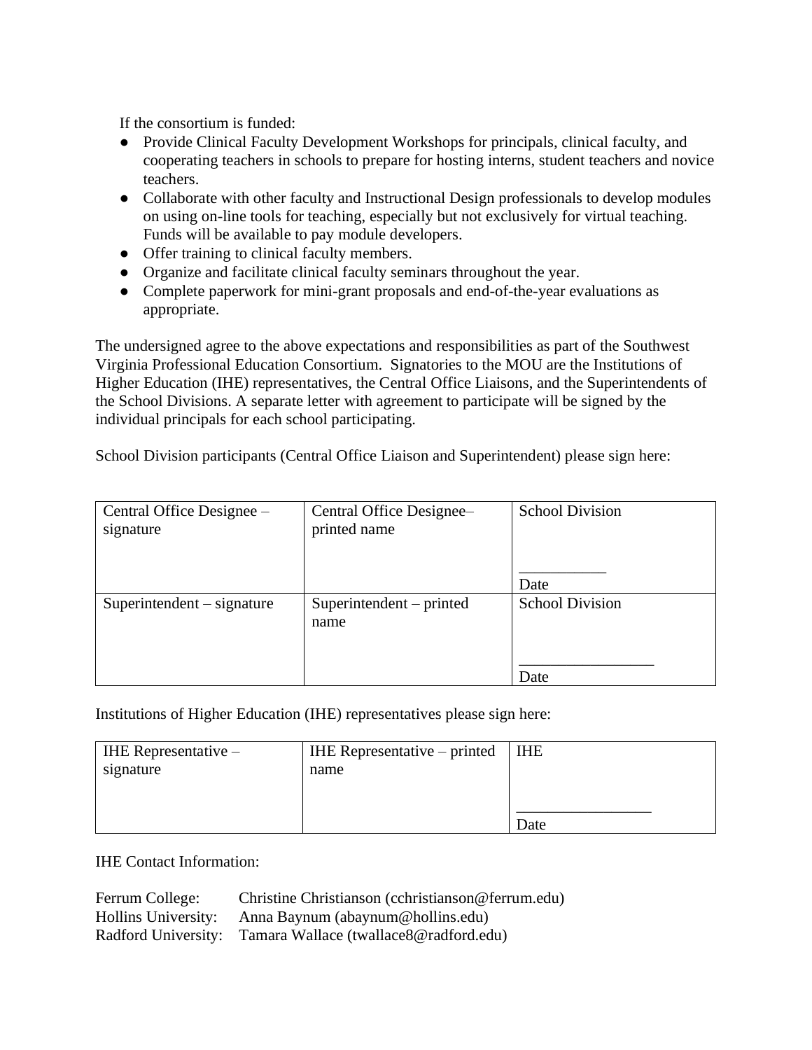If the consortium is funded:

- Provide Clinical Faculty Development Workshops for principals, clinical faculty, and cooperating teachers in schools to prepare for hosting interns, student teachers and novice teachers.
- Collaborate with other faculty and Instructional Design professionals to develop modules on using on-line tools for teaching, especially but not exclusively for virtual teaching. Funds will be available to pay module developers.
- Offer training to clinical faculty members.
- Organize and facilitate clinical faculty seminars throughout the year.
- Complete paperwork for mini-grant proposals and end-of-the-year evaluations as appropriate.

The undersigned agree to the above expectations and responsibilities as part of the Southwest Virginia Professional Education Consortium. Signatories to the MOU are the Institutions of Higher Education (IHE) representatives, the Central Office Liaisons, and the Superintendents of the School Divisions. A separate letter with agreement to participate will be signed by the individual principals for each school participating.

School Division participants (Central Office Liaison and Superintendent) please sign here:

| | | |
|---|---|---|
| Central Office Designee – signature | Central Office Designee– printed name | School Division<br><br>___________<br>Date |
| Superintendent – signature | Superintendent – printed name | School Division<br><br>_________________<br>Date |

Institutions of Higher Education (IHE) representatives please sign here:

| | | |
|---|---|---|
| IHE Representative – signature | IHE Representative – printed name | IHE<br><br>_________________<br>Date |

IHE Contact Information:

Ferrum College: Christine Christianson (cchristianson@ferrum.edu)
Hollins University: Anna Baynum (abaynum@hollins.edu)
Radford University: Tamara Wallace (twallace8@radford.edu)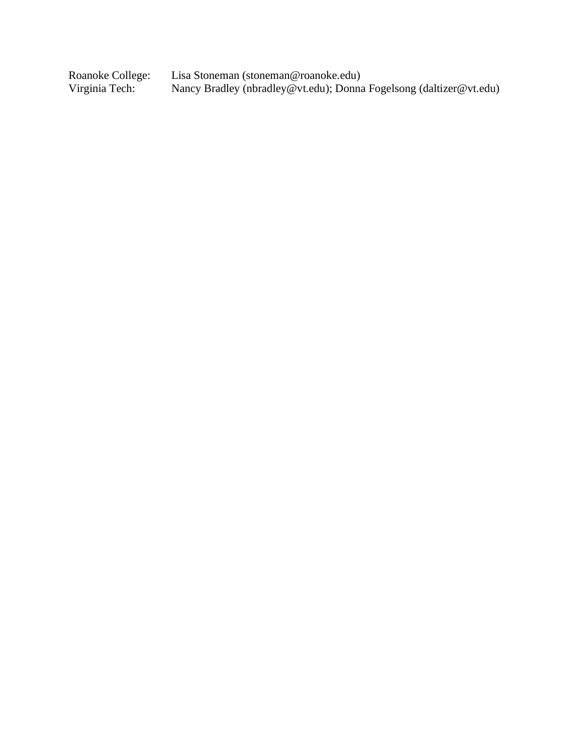Roanoke College: Lisa Stoneman (stoneman@roanoke.edu)
Virginia Tech: Nancy Bradley (nbradley@vt.edu); Donna Fogelsong (daltizer@vt.edu)